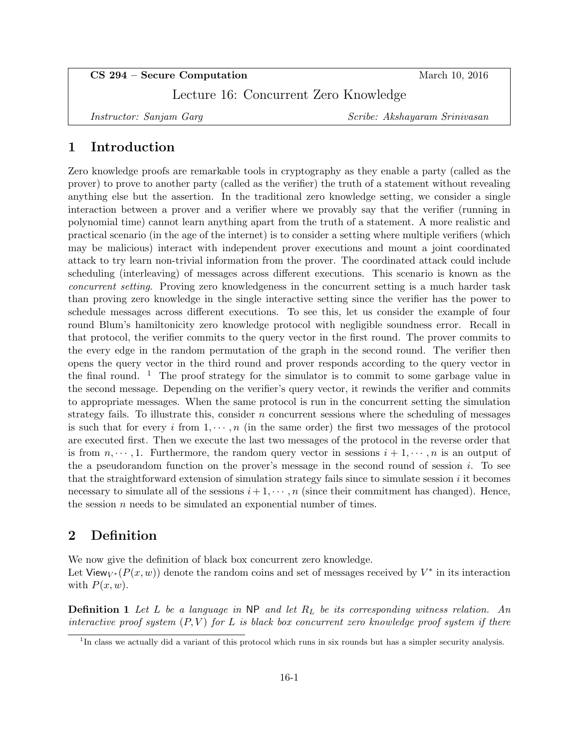**CS 294 – Secure Computation** March 10, 2016

Lecture 16: Concurrent Zero Knowledge

*Instructor: Sanjam Garg* *Scribe: Akshayaram Srinivasan*

# 1 Introduction

Zero knowledge proofs are remarkable tools in cryptography as they enable a party (called as the prover) to prove to another party (called as the verifier) the truth of a statement without revealing anything else but the assertion. In the traditional zero knowledge setting, we consider a single interaction between a prover and a verifier where we provably say that the verifier (running in polynomial time) cannot learn anything apart from the truth of a statement. A more realistic and practical scenario (in the age of the internet) is to consider a setting where multiple verifiers (which may be malicious) interact with independent prover executions and mount a joint coordinated attack to try learn non-trivial information from the prover. The coordinated attack could include scheduling (interleaving) of messages across different executions. This scenario is known as the *concurrent setting*. Proving zero knowledgeness in the concurrent setting is a much harder task than proving zero knowledge in the single interactive setting since the verifier has the power to schedule messages across different executions. To see this, let us consider the example of four round Blum's hamiltonicity zero knowledge protocol with negligible soundness error. Recall in that protocol, the verifier commits to the query vector in the first round. The prover commits to the every edge in the random permutation of the graph in the second round. The verifier then opens the query vector in the third round and prover responds according to the query vector in the final round. [1] The proof strategy for the simulator is to commit to some garbage value in the second message. Depending on the verifier's query vector, it rewinds the verifier and commits to appropriate messages. When the same protocol is run in the concurrent setting the simulation strategy fails. To illustrate this, consider $n$ concurrent sessions where the scheduling of messages is such that for every $i$ from $1, \cdots, n$ (in the same order) the first two messages of the protocol are executed first. Then we execute the last two messages of the protocol in the reverse order that is from $n, \cdots, 1$. Furthermore, the random query vector in sessions $i+1, \cdots, n$ is an output of the a pseudorandom function on the prover's message in the second round of session $i$. To see that the straightforward extension of simulation strategy fails since to simulate session $i$ it becomes necessary to simulate all of the sessions $i+1, \cdots, n$ (since their commitment has changed). Hence, the session $n$ needs to be simulated an exponential number of times.

# 2 Definition

We now give the definition of black box concurrent zero knowledge.

Let $\mathsf{View}_{V^*}(P(x,w))$ denote the random coins and set of messages received by $V^*$ in its interaction with $P(x,w)$.

**Definition 1** *Let $L$ be a language in* NP *and let $R_L$ be its corresponding witness relation. An interactive proof system $(P,V)$ for $L$ is black box concurrent zero knowledge proof system if there*

[1] In class we actually did a variant of this protocol which runs in six rounds but has a simpler security analysis.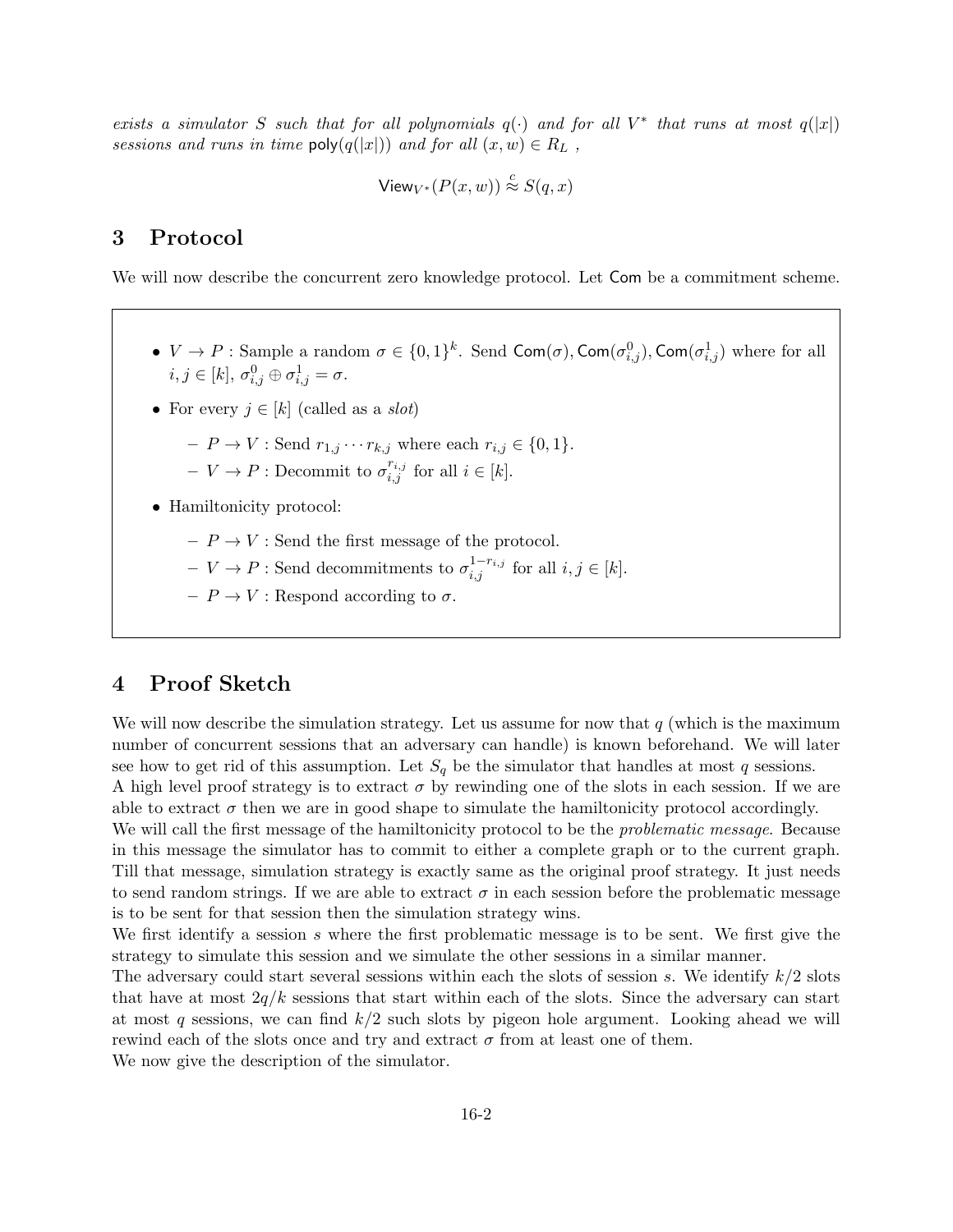*exists a simulator $S$ such that for all polynomials $q(\cdot)$ and for all $V^*$ that runs at most $q(|x|)$ sessions and runs in time $\mathsf{poly}(q(|x|))$ and for all $(x,w) \in R_L$ ,*

$$\mathsf{View}_{V^*}(P(x,w)) \overset{c}{\approx} S(q,x)$$

# 3 Protocol

We will now describe the concurrent zero knowledge protocol. Let $\mathsf{Com}$ be a commitment scheme.

- $V \to P$ : Sample a random $\sigma \in \{0,1\}^k$. Send $\mathsf{Com}(\sigma), \mathsf{Com}(\sigma^0_{i,j}), \mathsf{Com}(\sigma^1_{i,j})$ where for all $i,j \in [k]$, $\sigma^0_{i,j} \oplus \sigma^1_{i,j} = \sigma$.
- For every $j \in [k]$ (called as a *slot*)
  - $P \to V$ : Send $r_{1,j} \cdots r_{k,j}$ where each $r_{i,j} \in \{0,1\}$.
  - $V \to P$ : Decommit to $\sigma^{r_{i,j}}_{i,j}$ for all $i \in [k]$.
- Hamiltonicity protocol:
  - $P \to V$ : Send the first message of the protocol.
  - $V \to P$ : Send decommitments to $\sigma^{1-r_{i,j}}_{i,j}$ for all $i,j \in [k]$.
  - $P \to V$ : Respond according to $\sigma$.

# 4 Proof Sketch

We will now describe the simulation strategy. Let us assume for now that $q$ (which is the maximum number of concurrent sessions that an adversary can handle) is known beforehand. We will later see how to get rid of this assumption. Let $S_q$ be the simulator that handles at most $q$ sessions.
A high level proof strategy is to extract $\sigma$ by rewinding one of the slots in each session. If we are able to extract $\sigma$ then we are in good shape to simulate the hamiltonicity protocol accordingly.
We will call the first message of the hamiltonicity protocol to be the *problematic message*. Because in this message the simulator has to commit to either a complete graph or to the current graph. Till that message, simulation strategy is exactly same as the original proof strategy. It just needs to send random strings. If we are able to extract $\sigma$ in each session before the problematic message is to be sent for that session then the simulation strategy wins.
We first identify a session $s$ where the first problematic message is to be sent. We first give the strategy to simulate this session and we simulate the other sessions in a similar manner.
The adversary could start several sessions within each the slots of session $s$. We identify $k/2$ slots that have at most $2q/k$ sessions that start within each of the slots. Since the adversary can start at most $q$ sessions, we can find $k/2$ such slots by pigeon hole argument. Looking ahead we will rewind each of the slots once and try and extract $\sigma$ from at least one of them.
We now give the description of the simulator.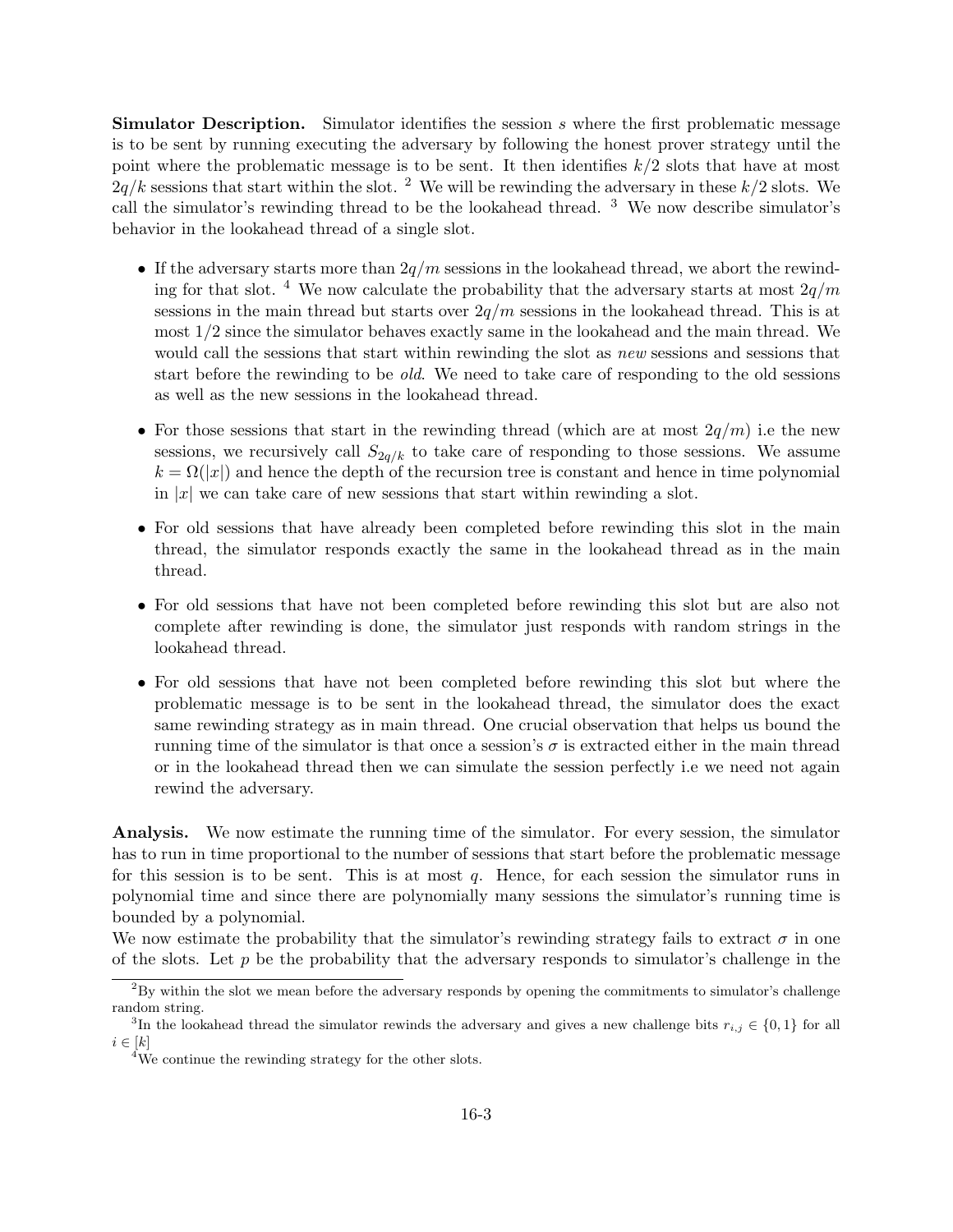**Simulator Description.** Simulator identifies the session $s$ where the first problematic message is to be sent by running executing the adversary by following the honest prover strategy until the point where the problematic message is to be sent. It then identifies $k/2$ slots that have at most $2q/k$ sessions that start within the slot. [2] We will be rewinding the adversary in these $k/2$ slots. We call the simulator's rewinding thread to be the lookahead thread. [3] We now describe simulator's behavior in the lookahead thread of a single slot.

- If the adversary starts more than $2q/m$ sessions in the lookahead thread, we abort the rewinding for that slot. [4] We now calculate the probability that the adversary starts at most $2q/m$ sessions in the main thread but starts over $2q/m$ sessions in the lookahead thread. This is at most $1/2$ since the simulator behaves exactly same in the lookahead and the main thread. We would call the sessions that start within rewinding the slot as *new* sessions and sessions that start before the rewinding to be *old*. We need to take care of responding to the old sessions as well as the new sessions in the lookahead thread.
- For those sessions that start in the rewinding thread (which are at most $2q/m$) i.e the new sessions, we recursively call $S_{2q/k}$ to take care of responding to those sessions. We assume $k = \Omega(|x|)$ and hence the depth of the recursion tree is constant and hence in time polynomial in $|x|$ we can take care of new sessions that start within rewinding a slot.
- For old sessions that have already been completed before rewinding this slot in the main thread, the simulator responds exactly the same in the lookahead thread as in the main thread.
- For old sessions that have not been completed before rewinding this slot but are also not complete after rewinding is done, the simulator just responds with random strings in the lookahead thread.
- For old sessions that have not been completed before rewinding this slot but where the problematic message is to be sent in the lookahead thread, the simulator does the exact same rewinding strategy as in main thread. One crucial observation that helps us bound the running time of the simulator is that once a session's $\sigma$ is extracted either in the main thread or in the lookahead thread then we can simulate the session perfectly i.e we need not again rewind the adversary.

**Analysis.** We now estimate the running time of the simulator. For every session, the simulator has to run in time proportional to the number of sessions that start before the problematic message for this session is to be sent. This is at most $q$. Hence, for each session the simulator runs in polynomial time and since there are polynomially many sessions the simulator's running time is bounded by a polynomial.
We now estimate the probability that the simulator's rewinding strategy fails to extract $\sigma$ in one of the slots. Let $p$ be the probability that the adversary responds to simulator's challenge in the

[2] By within the slot we mean before the adversary responds by opening the commitments to simulator's challenge random string.

[3] In the lookahead thread the simulator rewinds the adversary and gives a new challenge bits $r_{i,j} \in \{0, 1\}$ for all $i \in [k]$

[4] We continue the rewinding strategy for the other slots.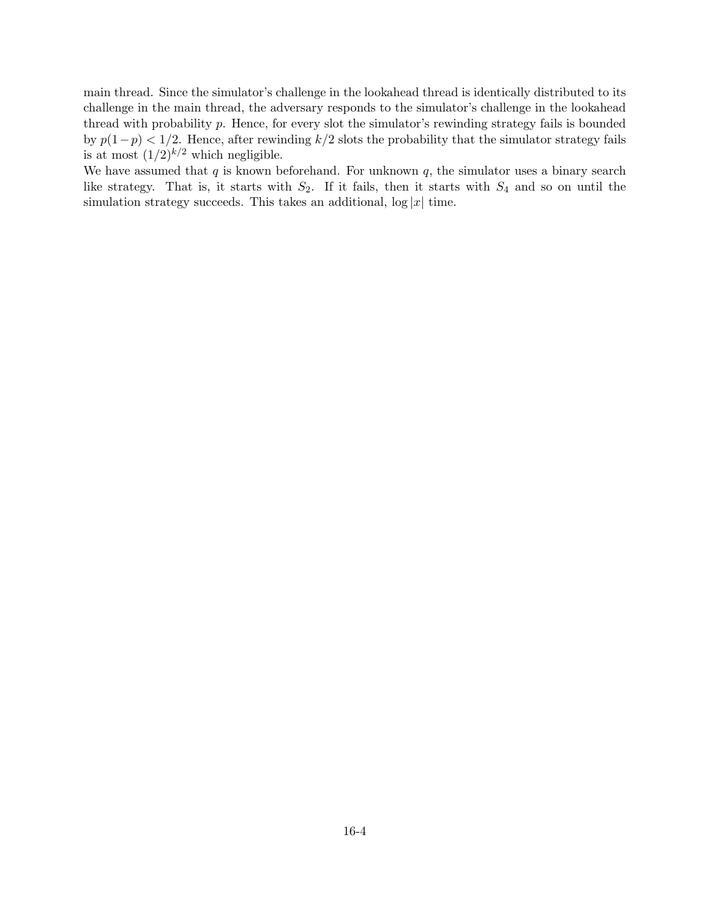main thread. Since the simulator's challenge in the lookahead thread is identically distributed to its challenge in the main thread, the adversary responds to the simulator's challenge in the lookahead thread with probability $p$. Hence, for every slot the simulator's rewinding strategy fails is bounded by $p(1-p) < 1/2$. Hence, after rewinding $k/2$ slots the probability that the simulator strategy fails is at most $(1/2)^{k/2}$ which negligible.

We have assumed that $q$ is known beforehand. For unknown $q$, the simulator uses a binary search like strategy. That is, it starts with $S_2$. If it fails, then it starts with $S_4$ and so on until the simulation strategy succeeds. This takes an additional, $\log |x|$ time.